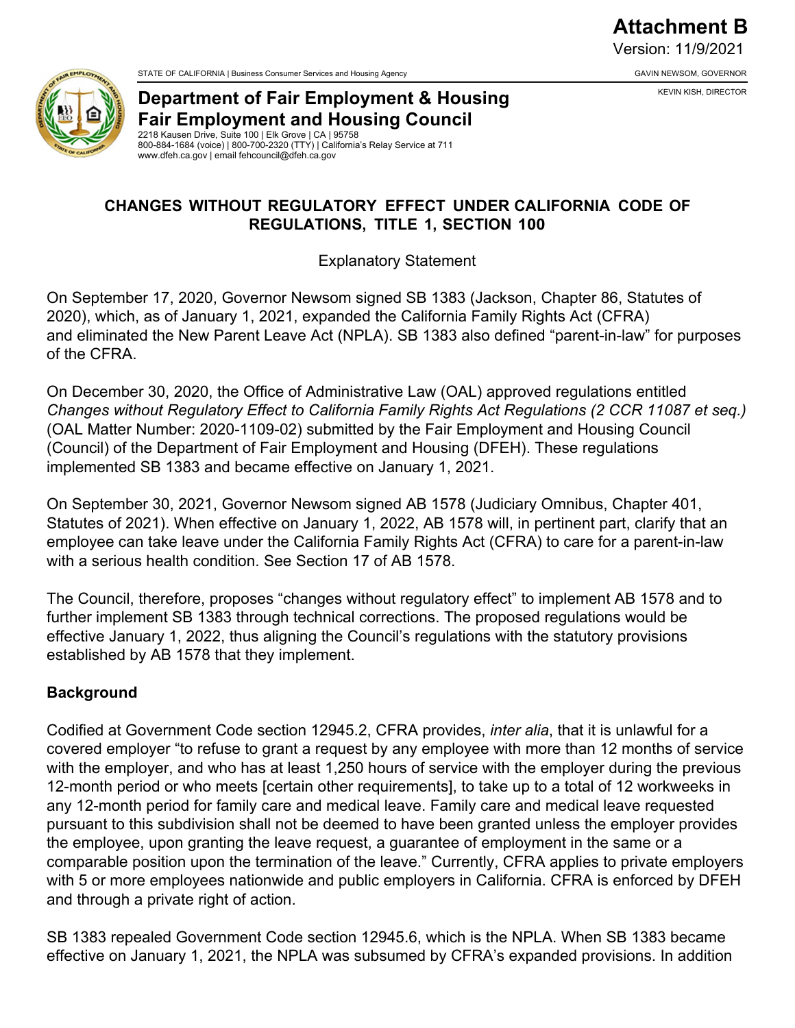**Attachment B**
Version: 11/9/2021

STATE OF CALIFORNIA | Business Consumer Services and Housing Agency

GAVIN NEWSOM, GOVERNOR

KEVIN KISH, DIRECTOR

**Department of Fair Employment & Housing**
**Fair Employment and Housing Council**
2218 Kausen Drive, Suite 100 | Elk Grove | CA | 95758
800-884-1684 (voice) | 800-700-2320 (TTY) | California's Relay Service at 711
www.dfeh.ca.gov | email fehcouncil@dfeh.ca.gov

## CHANGES WITHOUT REGULATORY EFFECT UNDER CALIFORNIA CODE OF REGULATIONS, TITLE 1, SECTION 100

Explanatory Statement

On September 17, 2020, Governor Newsom signed SB 1383 (Jackson, Chapter 86, Statutes of 2020), which, as of January 1, 2021, expanded the California Family Rights Act (CFRA) and eliminated the New Parent Leave Act (NPLA). SB 1383 also defined "parent-in-law" for purposes of the CFRA.

On December 30, 2020, the Office of Administrative Law (OAL) approved regulations entitled *Changes without Regulatory Effect to California Family Rights Act Regulations (2 CCR 11087 et seq.)* (OAL Matter Number: 2020-1109-02) submitted by the Fair Employment and Housing Council (Council) of the Department of Fair Employment and Housing (DFEH). These regulations implemented SB 1383 and became effective on January 1, 2021.

On September 30, 2021, Governor Newsom signed AB 1578 (Judiciary Omnibus, Chapter 401, Statutes of 2021). When effective on January 1, 2022, AB 1578 will, in pertinent part, clarify that an employee can take leave under the California Family Rights Act (CFRA) to care for a parent-in-law with a serious health condition. See Section 17 of AB 1578.

The Council, therefore, proposes "changes without regulatory effect" to implement AB 1578 and to further implement SB 1383 through technical corrections. The proposed regulations would be effective January 1, 2022, thus aligning the Council's regulations with the statutory provisions established by AB 1578 that they implement.

### Background

Codified at Government Code section 12945.2, CFRA provides, *inter alia*, that it is unlawful for a covered employer "to refuse to grant a request by any employee with more than 12 months of service with the employer, and who has at least 1,250 hours of service with the employer during the previous 12-month period or who meets [certain other requirements], to take up to a total of 12 workweeks in any 12-month period for family care and medical leave. Family care and medical leave requested pursuant to this subdivision shall not be deemed to have been granted unless the employer provides the employee, upon granting the leave request, a guarantee of employment in the same or a comparable position upon the termination of the leave." Currently, CFRA applies to private employers with 5 or more employees nationwide and public employers in California. CFRA is enforced by DFEH and through a private right of action.

SB 1383 repealed Government Code section 12945.6, which is the NPLA. When SB 1383 became effective on January 1, 2021, the NPLA was subsumed by CFRA's expanded provisions. In addition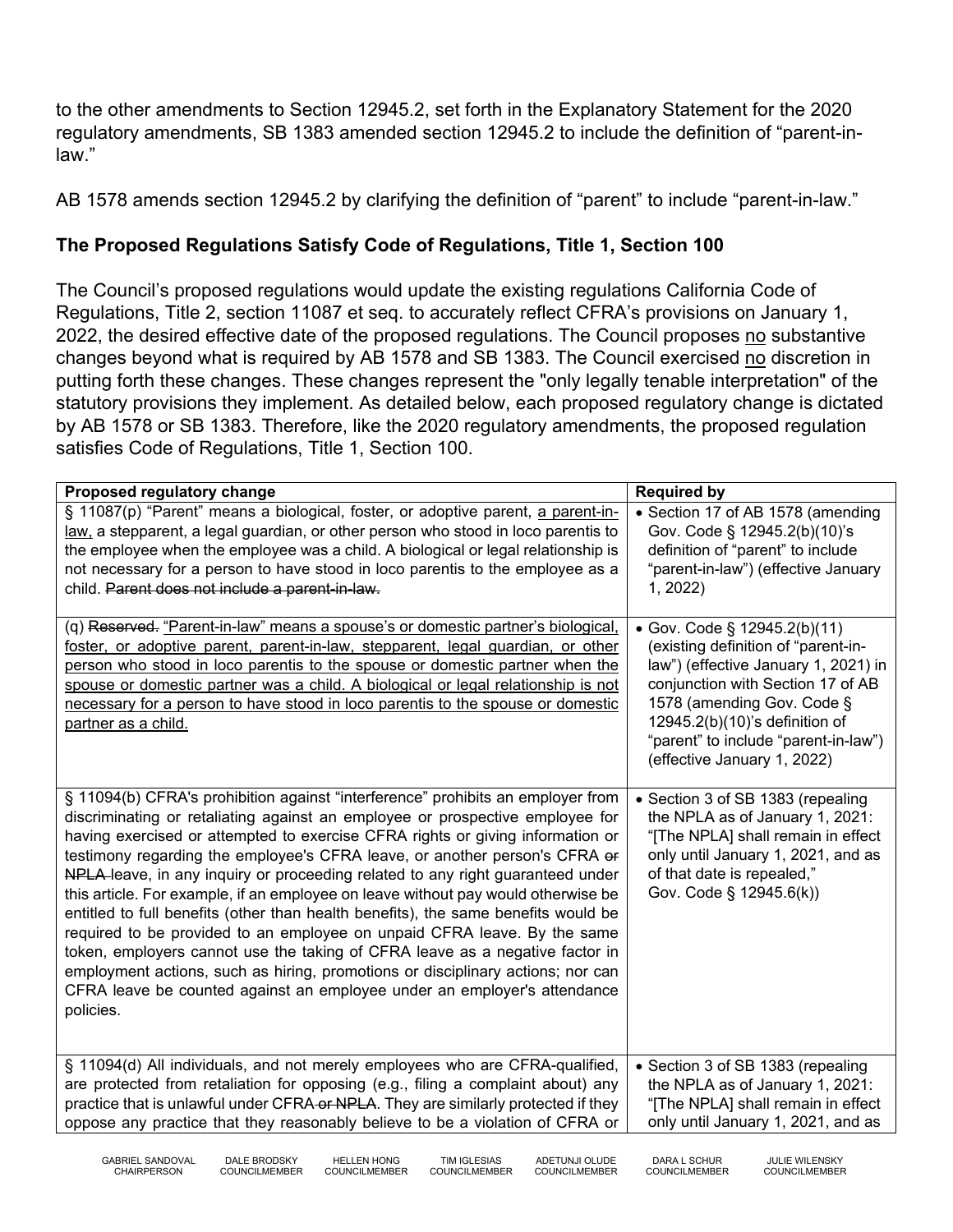to the other amendments to Section 12945.2, set forth in the Explanatory Statement for the 2020 regulatory amendments, SB 1383 amended section 12945.2 to include the definition of "parent-in-law."

AB 1578 amends section 12945.2 by clarifying the definition of "parent" to include "parent-in-law."

## The Proposed Regulations Satisfy Code of Regulations, Title 1, Section 100

The Council's proposed regulations would update the existing regulations California Code of Regulations, Title 2, section 11087 et seq. to accurately reflect CFRA's provisions on January 1, 2022, the desired effective date of the proposed regulations. The Council proposes <u>no</u> substantive changes beyond what is required by AB 1578 and SB 1383. The Council exercised <u>no</u> discretion in putting forth these changes. These changes represent the "only legally tenable interpretation" of the statutory provisions they implement. As detailed below, each proposed regulatory change is dictated by AB 1578 or SB 1383. Therefore, like the 2020 regulatory amendments, the proposed regulation satisfies Code of Regulations, Title 1, Section 100.

| Proposed regulatory change | Required by |
|---|---|
| § 11087(p) "Parent" means a biological, foster, or adoptive parent, <u>a parent-in-law,</u> a stepparent, a legal guardian, or other person who stood in loco parentis to the employee when the employee was a child. A biological or legal relationship is not necessary for a person to have stood in loco parentis to the employee as a child. ~~Parent does not include a parent-in-law.~~ | • Section 17 of AB 1578 (amending Gov. Code § 12945.2(b)(10)'s definition of "parent" to include "parent-in-law") (effective January 1, 2022) |
| (q) ~~Reserved.~~ <u>"Parent-in-law" means a spouse's or domestic partner's biological, foster, or adoptive parent, parent-in-law, stepparent, legal guardian, or other person who stood in loco parentis to the spouse or domestic partner when the spouse or domestic partner was a child. A biological or legal relationship is not necessary for a person to have stood in loco parentis to the spouse or domestic partner as a child.</u> | • Gov. Code § 12945.2(b)(11) (existing definition of "parent-in-law") (effective January 1, 2021) in conjunction with Section 17 of AB 1578 (amending Gov. Code § 12945.2(b)(10)'s definition of "parent" to include "parent-in-law") (effective January 1, 2022) |
| § 11094(b) CFRA's prohibition against "interference" prohibits an employer from discriminating or retaliating against an employee or prospective employee for having exercised or attempted to exercise CFRA rights or giving information or testimony regarding the employee's CFRA leave, or another person's CFRA ~~or NPLA~~ leave, in any inquiry or proceeding related to any right guaranteed under this article. For example, if an employee on leave without pay would otherwise be entitled to full benefits (other than health benefits), the same benefits would be required to be provided to an employee on unpaid CFRA leave. By the same token, employers cannot use the taking of CFRA leave as a negative factor in employment actions, such as hiring, promotions or disciplinary actions; nor can CFRA leave be counted against an employee under an employer's attendance policies. | • Section 3 of SB 1383 (repealing the NPLA as of January 1, 2021: "[The NPLA] shall remain in effect only until January 1, 2021, and as of that date is repealed," Gov. Code § 12945.6(k)) |
| § 11094(d) All individuals, and not merely employees who are CFRA-qualified, are protected from retaliation for opposing (e.g., filing a complaint about) any practice that is unlawful under CFRA ~~or NPLA~~. They are similarly protected if they oppose any practice that they reasonably believe to be a violation of CFRA or | • Section 3 of SB 1383 (repealing the NPLA as of January 1, 2021: "[The NPLA] shall remain in effect only until January 1, 2021, and as |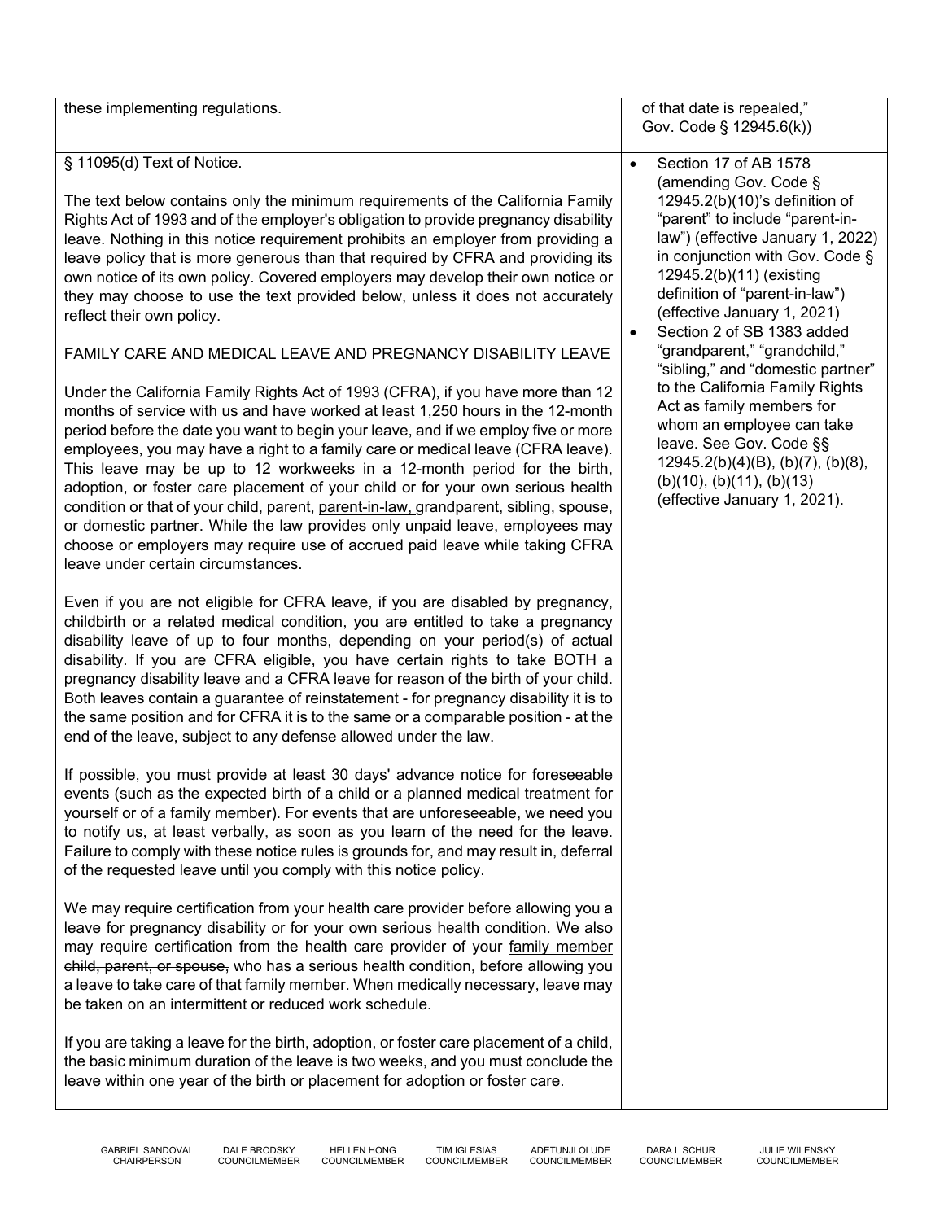| | |
|---|---|
| these implementing regulations. | of that date is repealed," Gov. Code § 12945.6(k)) |
| § 11095(d) Text of Notice.<br><br>The text below contains only the minimum requirements of the California Family Rights Act of 1993 and of the employer's obligation to provide pregnancy disability leave. Nothing in this notice requirement prohibits an employer from providing a leave policy that is more generous than that required by CFRA and providing its own notice of its own policy. Covered employers may develop their own notice or they may choose to use the text provided below, unless it does not accurately reflect their own policy.<br><br>FAMILY CARE AND MEDICAL LEAVE AND PREGNANCY DISABILITY LEAVE<br><br>Under the California Family Rights Act of 1993 (CFRA), if you have more than 12 months of service with us and have worked at least 1,250 hours in the 12-month period before the date you want to begin your leave, and if we employ five or more employees, you may have a right to a family care or medical leave (CFRA leave). This leave may be up to 12 workweeks in a 12-month period for the birth, adoption, or foster care placement of your child or for your own serious health condition or that of your child, parent, <u>parent-in-law,</u> grandparent, sibling, spouse, or domestic partner. While the law provides only unpaid leave, employees may choose or employers may require use of accrued paid leave while taking CFRA leave under certain circumstances.<br><br>Even if you are not eligible for CFRA leave, if you are disabled by pregnancy, childbirth or a related medical condition, you are entitled to take a pregnancy disability leave of up to four months, depending on your period(s) of actual disability. If you are CFRA eligible, you have certain rights to take BOTH a pregnancy disability leave and a CFRA leave for reason of the birth of your child. Both leaves contain a guarantee of reinstatement - for pregnancy disability it is to the same position and for CFRA it is to the same or a comparable position - at the end of the leave, subject to any defense allowed under the law.<br><br>If possible, you must provide at least 30 days' advance notice for foreseeable events (such as the expected birth of a child or a planned medical treatment for yourself or of a family member). For events that are unforeseeable, we need you to notify us, at least verbally, as soon as you learn of the need for the leave. Failure to comply with these notice rules is grounds for, and may result in, deferral of the requested leave until you comply with this notice policy.<br><br>We may require certification from your health care provider before allowing you a leave for pregnancy disability or for your own serious health condition. We also may require certification from the health care provider of your <u>family member</u> ~~child, parent, or spouse,~~ who has a serious health condition, before allowing you a leave to take care of that family member. When medically necessary, leave may be taken on an intermittent or reduced work schedule.<br><br>If you are taking a leave for the birth, adoption, or foster care placement of a child, the basic minimum duration of the leave is two weeks, and you must conclude the leave within one year of the birth or placement for adoption or foster care. | • Section 17 of AB 1578 (amending Gov. Code § 12945.2(b)(10)'s definition of "parent" to include "parent-in-law") (effective January 1, 2022) in conjunction with Gov. Code § 12945.2(b)(11) (existing definition of "parent-in-law") (effective January 1, 2021)<br>• Section 2 of SB 1383 added "grandparent," "grandchild," "sibling," and "domestic partner" to the California Family Rights Act as family members for whom an employee can take leave. See Gov. Code §§ 12945.2(b)(4)(B), (b)(7), (b)(8), (b)(10), (b)(11), (b)(13) (effective January 1, 2021). |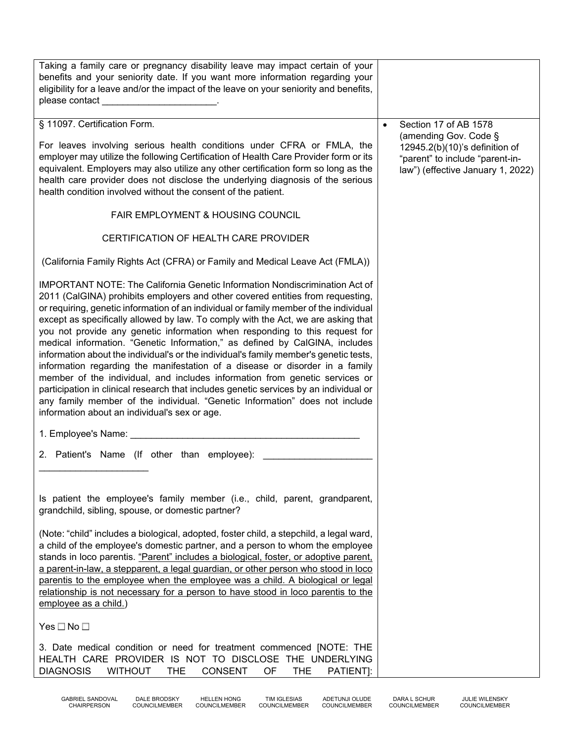| | |
|---|---|
| Taking a family care or pregnancy disability leave may impact certain of your benefits and your seniority date. If you want more information regarding your eligibility for a leave and/or the impact of the leave on your seniority and benefits, please contact ______________________. | |
| § 11097. Certification Form.<br><br>For leaves involving serious health conditions under CFRA or FMLA, the employer may utilize the following Certification of Health Care Provider form or its equivalent. Employers may also utilize any other certification form so long as the health care provider does not disclose the underlying diagnosis of the serious health condition involved without the consent of the patient.<br><br>FAIR EMPLOYMENT & HOUSING COUNCIL<br><br>CERTIFICATION OF HEALTH CARE PROVIDER<br><br>(California Family Rights Act (CFRA) or Family and Medical Leave Act (FMLA))<br><br>IMPORTANT NOTE: The California Genetic Information Nondiscrimination Act of 2011 (CalGINA) prohibits employers and other covered entities from requesting, or requiring, genetic information of an individual or family member of the individual except as specifically allowed by law. To comply with the Act, we are asking that you not provide any genetic information when responding to this request for medical information. "Genetic Information," as defined by CalGINA, includes information about the individual's or the individual's family member's genetic tests, information regarding the manifestation of a disease or disorder in a family member of the individual, and includes information from genetic services or participation in clinical research that includes genetic services by an individual or any family member of the individual. "Genetic Information" does not include information about an individual's sex or age.<br><br>1. Employee's Name: ____________________________________________<br><br>2. Patient's Name (If other than employee): _____________________ _____________________<br><br>Is patient the employee's family member (i.e., child, parent, grandparent, grandchild, sibling, spouse, or domestic partner?<br><br>(Note: "child" includes a biological, adopted, foster child, a stepchild, a legal ward, a child of the employee's domestic partner, and a person to whom the employee stands in loco parentis. <u>"Parent" includes a biological, foster, or adoptive parent, a parent-in-law, a stepparent, a legal guardian, or other person who stood in loco parentis to the employee when the employee was a child. A biological or legal relationship is not necessary for a person to have stood in loco parentis to the employee as a child.</u>)<br><br>Yes ☐ No ☐<br><br>3. Date medical condition or need for treatment commenced [NOTE: THE HEALTH CARE PROVIDER IS NOT TO DISCLOSE THE UNDERLYING DIAGNOSIS WITHOUT THE CONSENT OF THE PATIENT]: | • Section 17 of AB 1578 (amending Gov. Code § 12945.2(b)(10)'s definition of "parent" to include "parent-in-law") (effective January 1, 2022) |

GABRIEL SANDOVAL CHAIRPERSON | DALE BRODSKY COUNCILMEMBER | HELLEN HONG COUNCILMEMBER | TIM IGLESIAS COUNCILMEMBER | ADETUNJI OLUDE COUNCILMEMBER | DARA L SCHUR COUNCILMEMBER | JULIE WILENSKY COUNCILMEMBER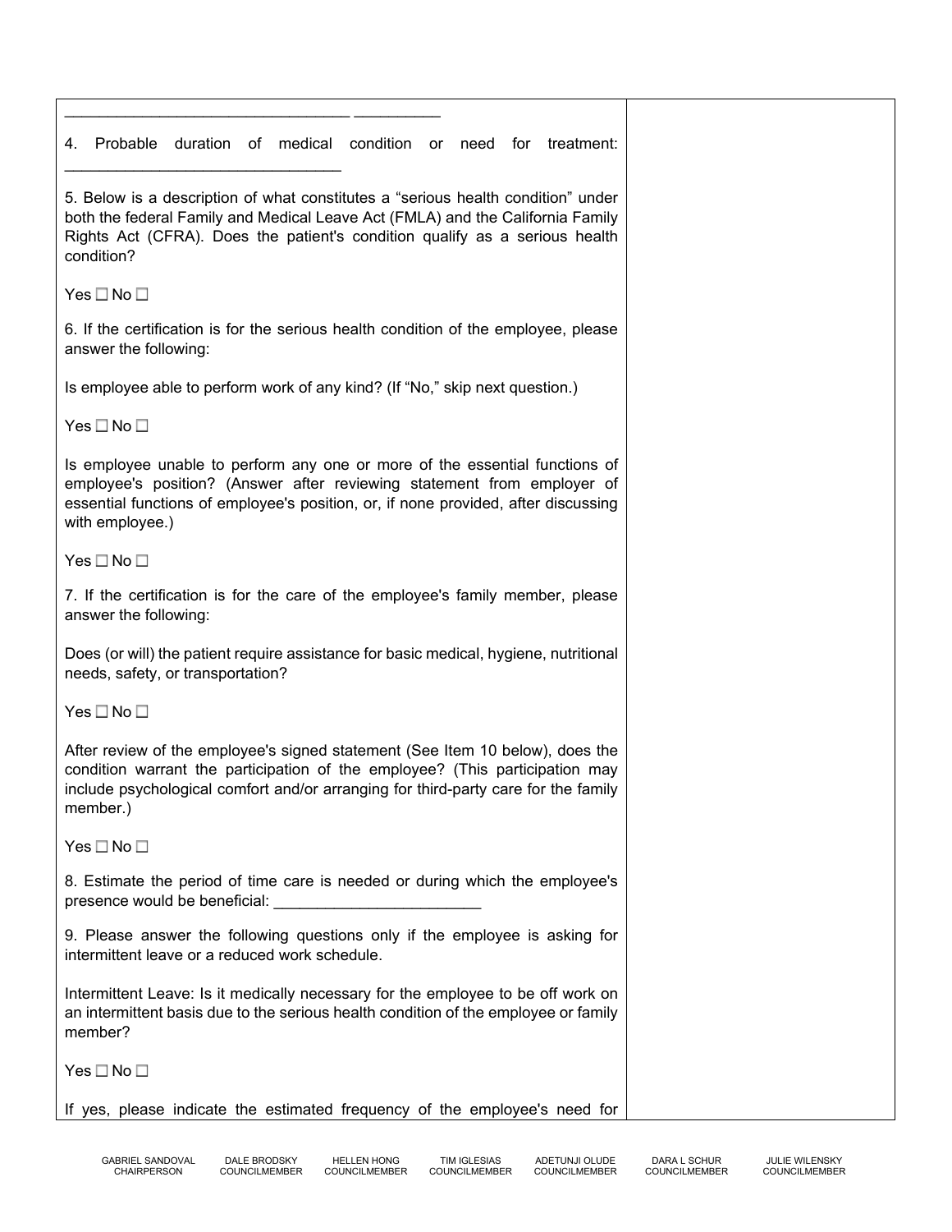| | |
|---|---|
| _______________________________ _________<br><br>4. Probable duration of medical condition or need for treatment: ______________________________<br><br>5. Below is a description of what constitutes a "serious health condition" under both the federal Family and Medical Leave Act (FMLA) and the California Family Rights Act (CFRA). Does the patient's condition qualify as a serious health condition?<br><br>Yes ☐ No ☐<br><br>6. If the certification is for the serious health condition of the employee, please answer the following:<br><br>Is employee able to perform work of any kind? (If "No," skip next question.)<br><br>Yes ☐ No ☐<br><br>Is employee unable to perform any one or more of the essential functions of employee's position? (Answer after reviewing statement from employer of essential functions of employee's position, or, if none provided, after discussing with employee.)<br><br>Yes ☐ No ☐<br><br>7. If the certification is for the care of the employee's family member, please answer the following:<br><br>Does (or will) the patient require assistance for basic medical, hygiene, nutritional needs, safety, or transportation?<br><br>Yes ☐ No ☐<br><br>After review of the employee's signed statement (See Item 10 below), does the condition warrant the participation of the employee? (This participation may include psychological comfort and/or arranging for third-party care for the family member.)<br><br>Yes ☐ No ☐<br><br>8. Estimate the period of time care is needed or during which the employee's presence would be beneficial: ______________________<br><br>9. Please answer the following questions only if the employee is asking for intermittent leave or a reduced work schedule.<br><br>Intermittent Leave: Is it medically necessary for the employee to be off work on an intermittent basis due to the serious health condition of the employee or family member?<br><br>Yes ☐ No ☐<br><br>If yes, please indicate the estimated frequency of the employee's need for | |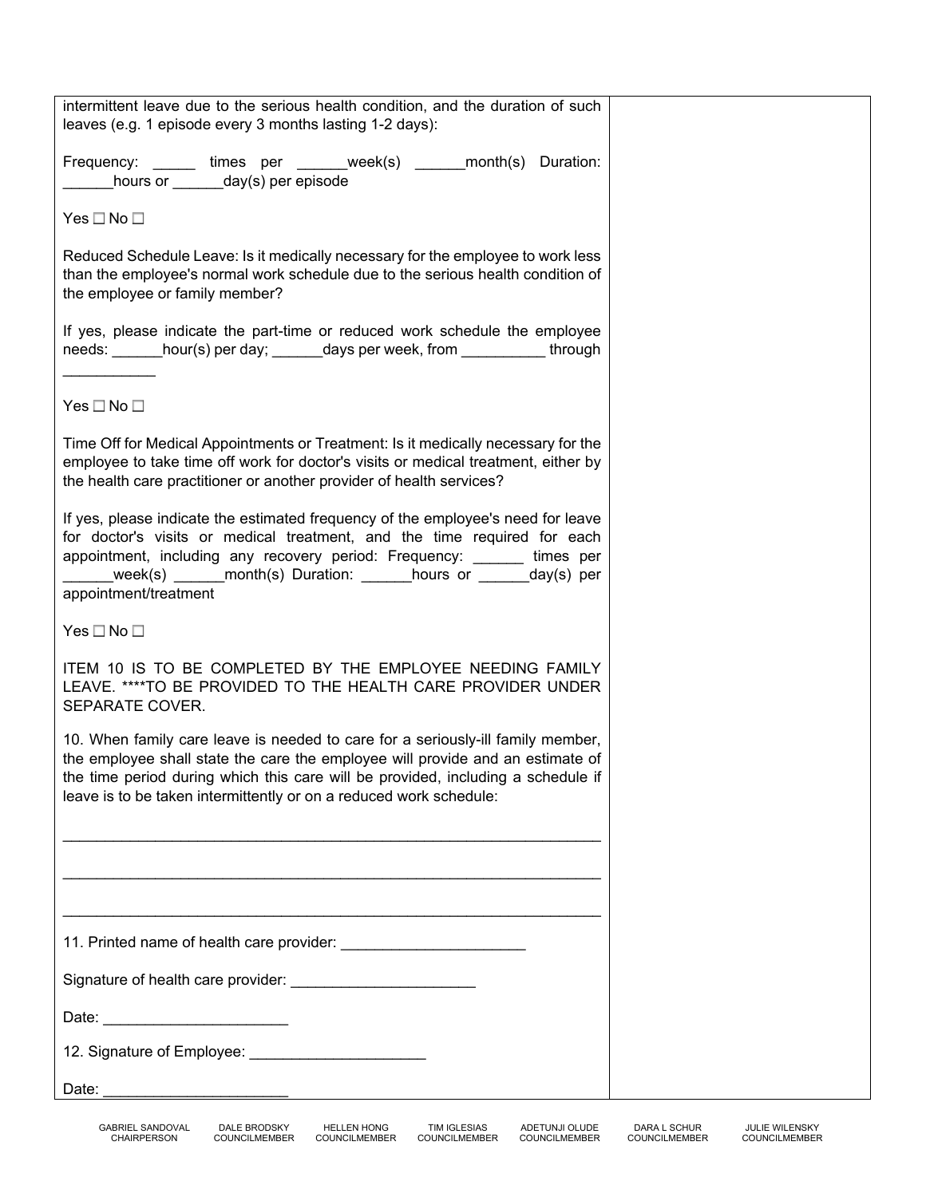intermittent leave due to the serious health condition, and the duration of such leaves (e.g. 1 episode every 3 months lasting 1-2 days):

Frequency: _____ times per ______week(s) ______month(s) Duration: ______hours or ______day(s) per episode

Yes ☐ No ☐

Reduced Schedule Leave: Is it medically necessary for the employee to work less than the employee's normal work schedule due to the serious health condition of the employee or family member?

If yes, please indicate the part-time or reduced work schedule the employee needs: ______hour(s) per day; ______days per week, from __________ through ___________

Yes ☐ No ☐

Time Off for Medical Appointments or Treatment: Is it medically necessary for the employee to take time off work for doctor's visits or medical treatment, either by the health care practitioner or another provider of health services?

If yes, please indicate the estimated frequency of the employee's need for leave for doctor's visits or medical treatment, and the time required for each appointment, including any recovery period: Frequency: ______ times per ______week(s) ______month(s) Duration: ______hours or ______day(s) per appointment/treatment

Yes ☐ No ☐

ITEM 10 IS TO BE COMPLETED BY THE EMPLOYEE NEEDING FAMILY LEAVE. ****TO BE PROVIDED TO THE HEALTH CARE PROVIDER UNDER SEPARATE COVER.

10. When family care leave is needed to care for a seriously-ill family member, the employee shall state the care the employee will provide and an estimate of the time period during which this care will be provided, including a schedule if leave is to be taken intermittently or on a reduced work schedule:

_________________________________________________________________

_________________________________________________________________

_________________________________________________________________

11. Printed name of health care provider: ______________________

Signature of health care provider: ______________________

Date: ______________________

12. Signature of Employee: _____________________

Date: ______________________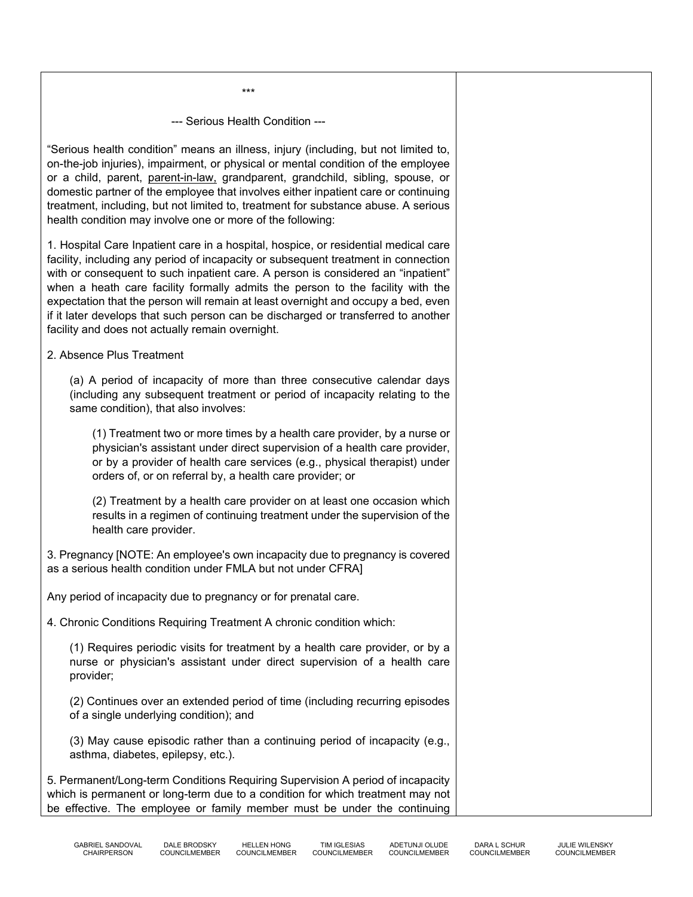\*\*\*

--- Serious Health Condition ---

“Serious health condition” means an illness, injury (including, but not limited to, on-the-job injuries), impairment, or physical or mental condition of the employee or a child, parent, <u>parent-in-law,</u> grandparent, grandchild, sibling, spouse, or domestic partner of the employee that involves either inpatient care or continuing treatment, including, but not limited to, treatment for substance abuse. A serious health condition may involve one or more of the following:

1. Hospital Care Inpatient care in a hospital, hospice, or residential medical care facility, including any period of incapacity or subsequent treatment in connection with or consequent to such inpatient care. A person is considered an “inpatient” when a heath care facility formally admits the person to the facility with the expectation that the person will remain at least overnight and occupy a bed, even if it later develops that such person can be discharged or transferred to another facility and does not actually remain overnight.

2. Absence Plus Treatment

   (a) A period of incapacity of more than three consecutive calendar days (including any subsequent treatment or period of incapacity relating to the same condition), that also involves:

      (1) Treatment two or more times by a health care provider, by a nurse or physician's assistant under direct supervision of a health care provider, or by a provider of health care services (e.g., physical therapist) under orders of, or on referral by, a health care provider; or

      (2) Treatment by a health care provider on at least one occasion which results in a regimen of continuing treatment under the supervision of the health care provider.

3. Pregnancy [NOTE: An employee's own incapacity due to pregnancy is covered as a serious health condition under FMLA but not under CFRA]

Any period of incapacity due to pregnancy or for prenatal care.

4. Chronic Conditions Requiring Treatment A chronic condition which:

   (1) Requires periodic visits for treatment by a health care provider, or by a nurse or physician's assistant under direct supervision of a health care provider;

   (2) Continues over an extended period of time (including recurring episodes of a single underlying condition); and

   (3) May cause episodic rather than a continuing period of incapacity (e.g., asthma, diabetes, epilepsy, etc.).

5. Permanent/Long-term Conditions Requiring Supervision A period of incapacity which is permanent or long-term due to a condition for which treatment may not be effective. The employee or family member must be under the continuing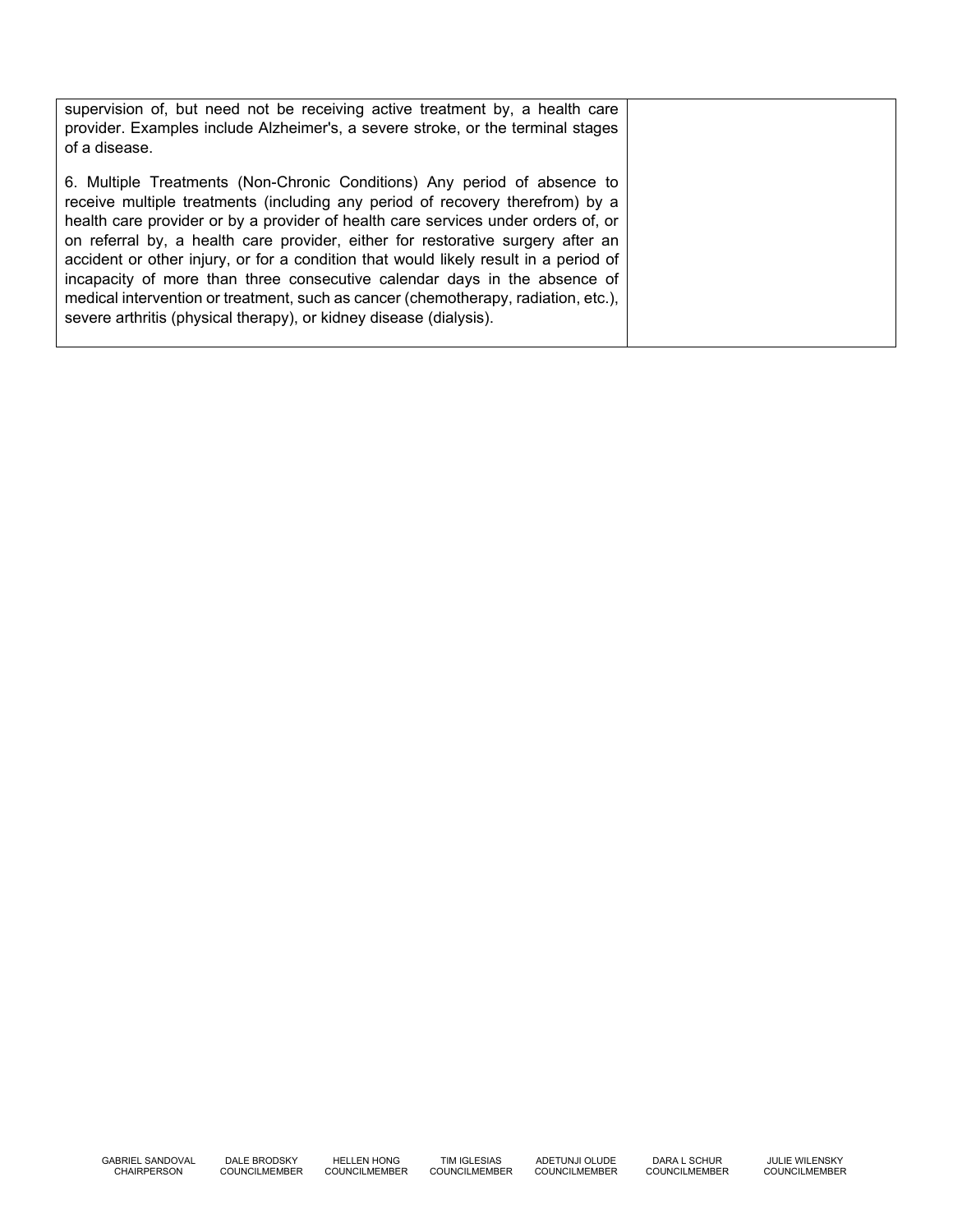| | |
|---|---|
| supervision of, but need not be receiving active treatment by, a health care provider. Examples include Alzheimer's, a severe stroke, or the terminal stages of a disease.<br><br>6. Multiple Treatments (Non-Chronic Conditions) Any period of absence to receive multiple treatments (including any period of recovery therefrom) by a health care provider or by a provider of health care services under orders of, or on referral by, a health care provider, either for restorative surgery after an accident or other injury, or for a condition that would likely result in a period of incapacity of more than three consecutive calendar days in the absence of medical intervention or treatment, such as cancer (chemotherapy, radiation, etc.), severe arthritis (physical therapy), or kidney disease (dialysis). | |